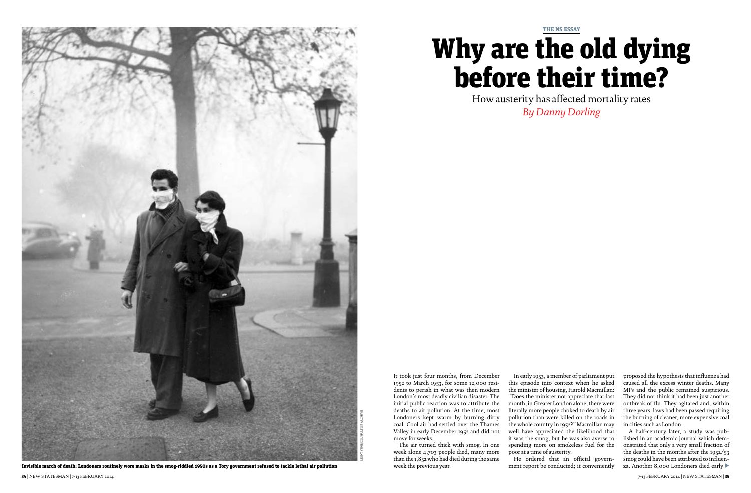THE NS ESSAY

# Why are the old dying before their time?

How austerity has affected mortality rates

*By Danny Dorling*

**Invisible march of death: Londoners routinely wore masks in the smog-riddled 1950s as a Tory government refused to tackle lethal air pollution**

MONTY FRESCO/HULTON ARCHIVE

It took just four months, from December 1952 to March 1953, for some 12,000 residents to perish in what was then modern London's most deadly civilian disaster. The initial public reaction was to attribute the deaths to air pollution. At the time, most Londoners kept warm by burning dirty coal. Cool air had settled over the Thames Valley in early December 1952 and did not move for weeks.

The air turned thick with smog. In one week alone 4,703 people died, many more than the 1,852 who had died during the same week the previous year.

In early 1953, a member of parliament put this episode into context when he asked the minister of housing, Harold Macmillan: "Does the minister not appreciate that last month, in Greater London alone, there were literally more people choked to death by air pollution than were killed on the roads in the whole country in 1952?" Macmillan may well have appreciated the likelihood that it was the smog, but he was also averse to spending more on smokeless fuel for the poor at a time of austerity.

He ordered that an official government report be conducted; it conveniently proposed the hypothesis that influenza had caused all the excess winter deaths. Many MPs and the public remained suspicious. They did not think it had been just another outbreak of flu. They agitated and, within three years, laws had been passed requiring the burning of cleaner, more expensive coal in cities such as London.

A half-century later, a study was published in an academic journal which demonstrated that only a very small fraction of the deaths in the months after the 1952/53 smog could have been attributed to influenza. Another 8,000 Londoners died early ▶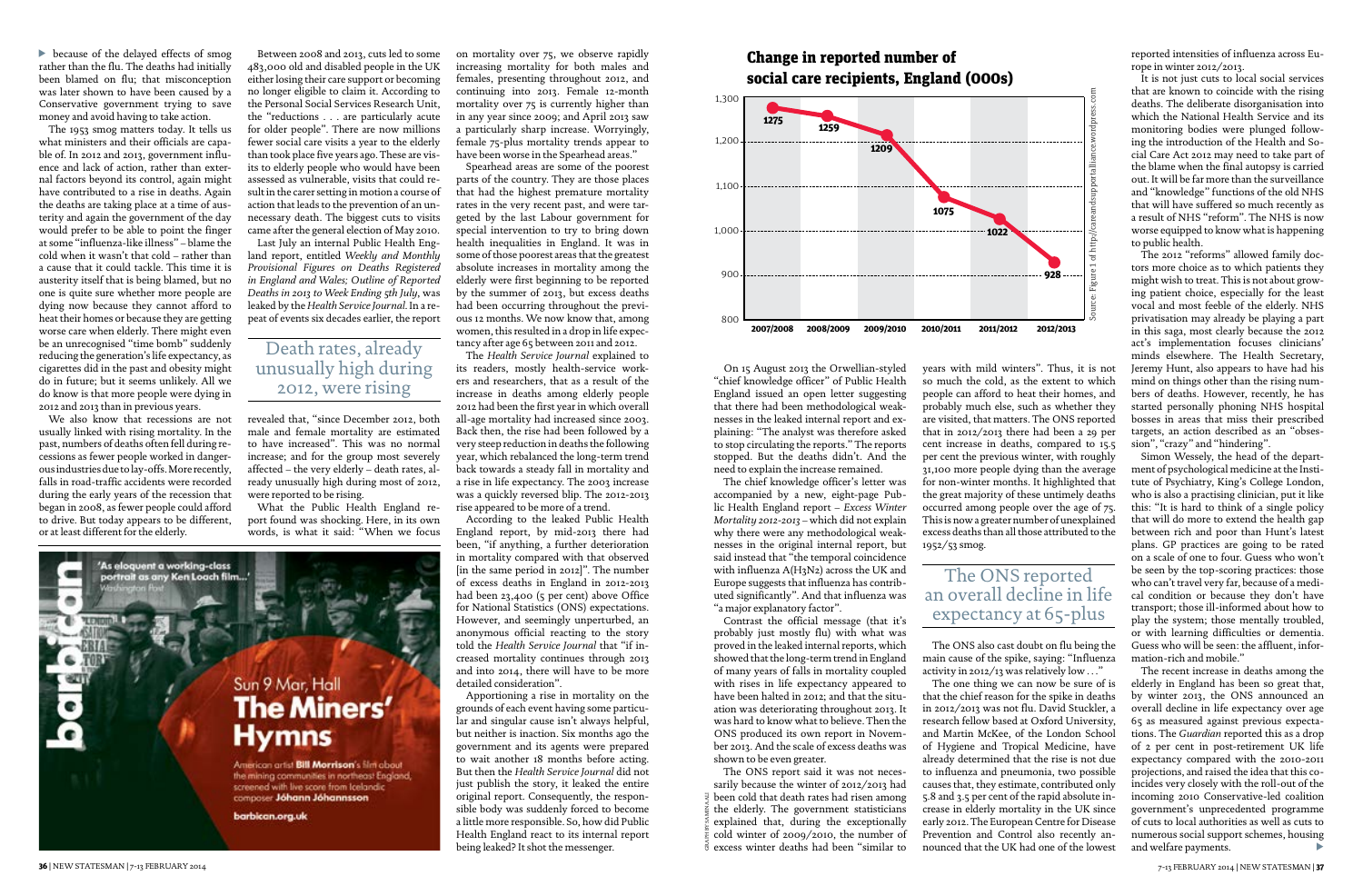because of the delayed effects of smog rather than the flu. The deaths had initially been blamed on flu; that misconception was later shown to have been caused by a Conservative government trying to save money and avoid having to take action.

The 1953 smog matters today. It tells us what ministers and their officials are capable of. In 2012 and 2013, government influence and lack of action, rather than external factors beyond its control, again might have contributed to a rise in deaths. Again the deaths are taking place at a time of austerity and again the government of the day would prefer to be able to point the finger at some "influenza-like illness" – blame the cold when it wasn't that cold – rather than a cause that it could tackle. This time it is austerity itself that is being blamed, but no one is quite sure whether more people are dying now because they cannot afford to heat their homes or because they are getting worse care when elderly. There might even be an unrecognised "time bomb" suddenly reducing the generation's life expectancy, as cigarettes did in the past and obesity might do in future; but it seems unlikely. All we do know is that more people were dying in 2012 and 2013 than in previous years.

We also know that recessions are not usually linked with rising mortality. In the past, numbers of deaths often fell during recessions as fewer people worked in dangerous industries due to lay-offs. More recently, falls in road-traffic accidents were recorded during the early years of the recession that began in 2008, as fewer people could afford to drive. But today appears to be different, or at least different for the elderly.

Between 2008 and 2013, cuts led to some 483,000 old and disabled people in the UK either losing their care support or becoming no longer eligible to claim it. According to the Personal Social Services Research Unit, the "reductions . . . are particularly acute for older people". There are now millions fewer social care visits a year to the elderly than took place five years ago. These are visits to elderly people who would have been assessed as vulnerable, visits that could result in the carer setting in motion a course of action that leads to the prevention of an unnecessary death. The biggest cuts to visits came after the general election of May 2010.

Last July an internal Public Health England report, entitled *Weekly and Monthly Provisional Figures on Deaths Registered in England and Wales; Outline of Reported Deaths in 2013 to Week Ending 5th July*, was leaked by the *Health Service Journal*. In a repeat of events six decades earlier, the report revealed that, "since December 2012, both male and female mortality are estimated to have increased". This was no normal increase; and for the group most severely affected – the very elderly – death rates, already unusually high during most of 2012, were reported to be rising.

> Death rates, already unusually high during 2012, were rising

What the Public Health England report found was shocking. Here, in its own words, is what it said: "When we focus on mortality over 75, we observe rapidly increasing mortality for both males and females, presenting throughout 2012, and continuing into 2013. Female 12-month mortality over 75 is currently higher than in any year since 2009; and April 2013 saw a particularly sharp increase. Worryingly, female 75-plus mortality trends appear to have been worse in the Spearhead areas."

Spearhead areas are some of the poorest parts of the country. They are those places that had the highest premature mortality rates in the very recent past, and were targeted by the last Labour government for special intervention to try to bring down health inequalities in England. It was in some of those poorest areas that the greatest absolute increases in mortality among the elderly were first beginning to be reported by the summer of 2013, but excess deaths had been occurring throughout the previous 12 months. We now know that, among women, this resulted in a drop in life expectancy after age 65 between 2011 and 2012.

The *Health Service Journal* explained to its readers, mostly health-service workers and researchers, that as a result of the increase in deaths among elderly people 2012 had been the first year in which overall all-age mortality had increased since 2003. Back then, the rise had been followed by a very steep reduction in deaths the following year, which rebalanced the long-term trend back towards a steady fall in mortality and a rise in life expectancy. The 2003 increase was a quickly reversed blip. The 2012-2013 rise appeared to be more of a trend.

According to the leaked Public Health England report, by mid-2013 there had been, "if anything, a further deterioration in mortality compared with that observed [in the same period in 2012]". The number of excess deaths in England in 2012-2013 had been 23,400 (5 per cent) above Office for National Statistics (ONS) expectations. However, and seemingly unperturbed, an anonymous official reacting to the story told the *Health Service Journal* that "if increased mortality continues through 2013 and into 2014, there will have to be more detailed consideration".

Apportioning a rise in mortality on the grounds of each event having some particular and singular cause isn't always helpful, but neither is inaction. Six months ago the government and its agents were prepared to wait another 18 months before acting. But then the *Health Service Journal* did not just publish the story, it leaked the entire original report. Consequently, the responsible body was suddenly forced to become a little more responsible. So, how did Public Health England react to its internal report being leaked? It shot the messenger.

**Change in reported number of social care recipients, England (000s)**

| 2007/2008 | 2008/2009 | 2009/2010 | 2010/2011 | 2011/2012 | 2012/2013 |
|---|---|---|---|---|---|
| 1275 | 1259 | 1209 | 1075 | 1022 | 928 |

Source: Figure 1 of http://careandsupportalliance.wordpress.com

On 15 August 2013 the Orwellian-styled "chief knowledge officer" of Public Health England issued an open letter suggesting that there had been methodological weaknesses in the leaked internal report and explaining: "The analyst was therefore asked to stop circulating the reports." The reports stopped. But the deaths didn't. And the need to explain the increase remained.

The chief knowledge officer's letter was accompanied by a new, eight-page Public Health England report – *Excess Winter Mortality 2012-2013* – which did not explain why there were any methodological weaknesses in the original internal report, but said instead that "the temporal coincidence with influenza A(H3N2) across the UK and Europe suggests that influenza has contributed significantly". And that influenza was "a major explanatory factor".

Contrast the official message (that it's probably just mostly flu) with what was proved in the leaked internal reports, which showed that the long-term trend in England of many years of falls in mortality coupled with rises in life expectancy appeared to have been halted in 2012; and that the situation was deteriorating throughout 2013. It was hard to know what to believe. Then the ONS produced its own report in November 2013. And the scale of excess deaths was shown to be even greater.

The ONS report said it was not necessarily because the winter of 2012/2013 had been cold that death rates had risen among the elderly. The government statisticians explained that, during the exceptionally cold winter of 2009/2010, the number of excess winter deaths had been "similar to years with mild winters". Thus, it is not so much the cold, as the extent to which people can afford to heat their homes, and probably much else, such as whether they are visited, that matters. The ONS reported that in 2012/2013 there had been a 29 per cent increase in deaths, compared to 15.5 per cent the previous winter, with roughly 31,100 more people dying than the average for non-winter months. It highlighted that the great majority of these untimely deaths occurred among people over the age of 75. This is now a greater number of unexplained excess deaths than all those attributed to the 1952/53 smog.

> The ONS reported an overall decline in life expectancy at 65-plus

The ONS also cast doubt on flu being the main cause of the spike, saying: "Influenza activity in 2012/13 was relatively low . . ."

The one thing we can now be sure of is that the chief reason for the spike in deaths in 2012/2013 was not flu. David Stuckler, a research fellow based at Oxford University, and Martin McKee, of the London School of Hygiene and Tropical Medicine, have already determined that the rise is not due to influenza and pneumonia, two possible causes that, they estimate, contributed only 5.8 and 3.5 per cent of the rapid absolute increase in elderly mortality in the UK since early 2012. The European Centre for Disease Prevention and Control also recently announced that the UK had one of the lowest reported intensities of influenza across Europe in winter 2012/2013.

It is not just cuts to local social services that are known to coincide with the rising deaths. The deliberate disorganisation into which the National Health Service and its monitoring bodies were plunged following the introduction of the Health and Social Care Act 2012 may need to take part of the blame when the final autopsy is carried out. It will be far more than the surveillance and "knowledge" functions of the old NHS that will have suffered so much recently as a result of NHS "reform". The NHS is now worse equipped to know what is happening to public health.

The 2012 "reforms" allowed family doctors more choice as to which patients they might wish to treat. This is not about growing patient choice, especially for the least vocal and most feeble of the elderly. NHS privatisation may already be playing a part in this saga, most clearly because the 2012 act's implementation focuses clinicians' minds elsewhere. The Health Secretary, Jeremy Hunt, also appears to have had his mind on things other than the rising numbers of deaths. However, recently, he has started personally phoning NHS hospital bosses in areas that miss their prescribed targets, an action described as an "obsession", "crazy" and "hindering".

Simon Wessely, the head of the department of psychological medicine at the Institute of Psychiatry, King's College London, who is also a practising clinician, put it like this: "It is hard to think of a single policy that will do more to extend the health gap between rich and poor than Hunt's latest plans. GP practices are going to be rated on a scale of one to four. Guess who won't be seen by the top-scoring practices: those who can't travel very far, because of a medical condition or because they don't have transport; those ill-informed about how to play the system; those mentally troubled, or with learning difficulties or dementia. Guess who will be seen: the affluent, information-rich and mobile."

The recent increase in deaths among the elderly in England has been so great that, by winter 2013, the ONS announced an overall decline in life expectancy over age 65 as measured against previous expectations. The *Guardian* reported this as a drop of 2 per cent in post-retirement UK life expectancy compared with the 2010-2011 projections, and raised the idea that this coincides very closely with the roll-out of the incoming 2010 Conservative-led coalition government's unprecedented programme of cuts to local authorities as well as cuts to numerous social support schemes, housing and welfare payments.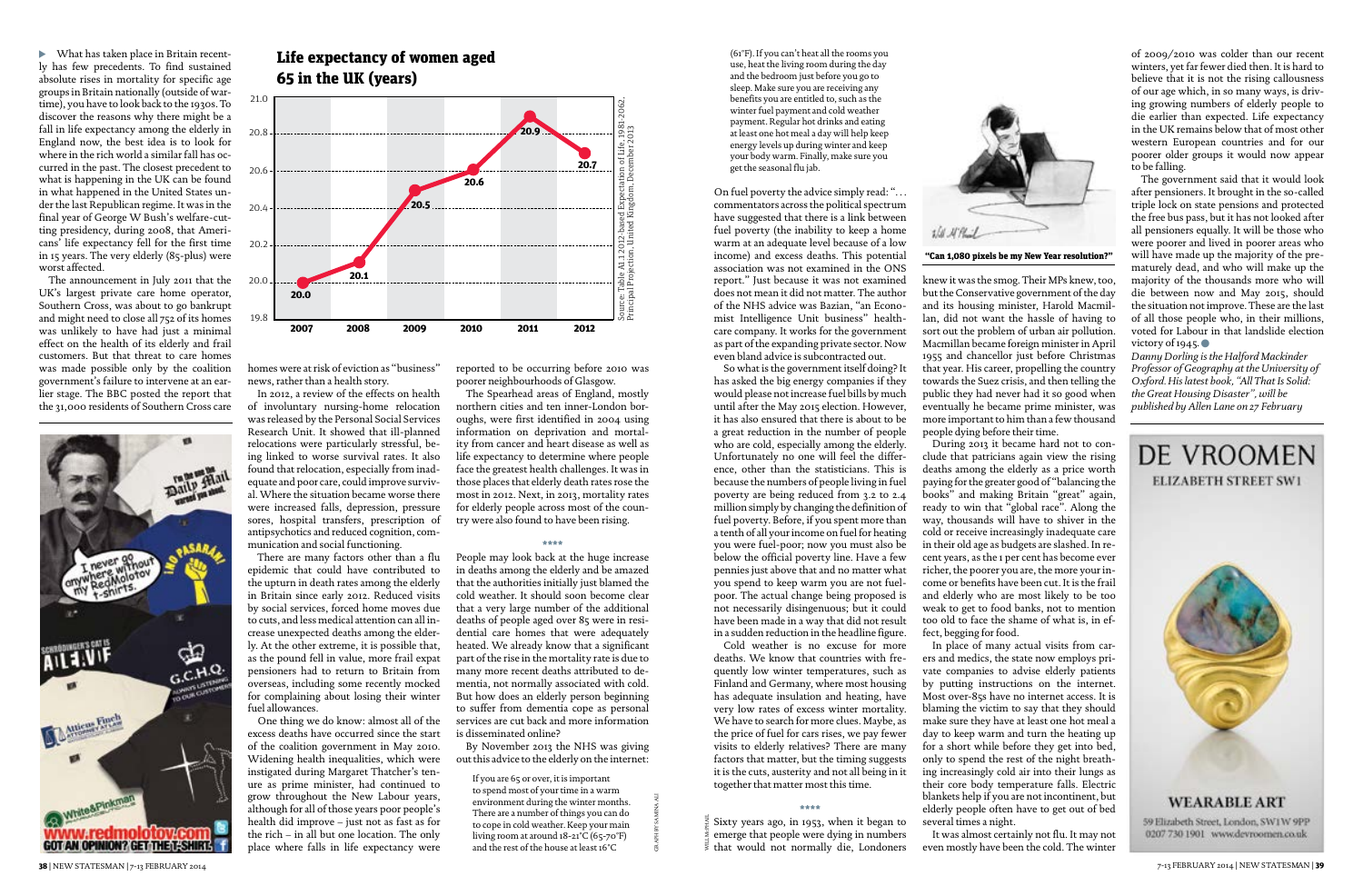What has taken place in Britain recently has few precedents. To find sustained absolute rises in mortality for specific age groups in Britain nationally (outside of wartime), you have to look back to the 1930s. To discover the reasons why there might be a fall in life expectancy among the elderly in England now, the best idea is to look for where in the rich world a similar fall has occurred in the past. The closest precedent to what is happening in the UK can be found in what happened in the United States under the last Republican regime. It was in the final year of George W Bush's welfare-cutting presidency, during 2008, that Americans' life expectancy fell for the first time in 15 years. The very elderly (85-plus) were worst affected.

The announcement in July 2011 that the UK's largest private care home operator, Southern Cross, was about to go bankrupt and might need to close all 752 of its homes was unlikely to have had just a minimal effect on the health of its elderly and frail customers. But that threat to care homes was made possible only by the coalition government's failure to intervene at an earlier stage. The BBC posted the report that the 31,000 residents of Southern Cross care homes were at risk of eviction as "business" news, rather than a health story.

## Life expectancy of women aged 65 in the UK (years)

21.0
20.8
20.6
20.4
20.2
20.0
19.8

2007 2008 2009 2010 2011 2012

20.0
20.1
20.5
20.6
20.9
20.7

Source: Table A1.1 2012-based Expectation of Life, 1981-2062, Principal Projection, United Kingdom, December 2013

GRAPH BY SABINA ALI

In 2012, a review of the effects on health of involuntary nursing-home relocation was released by the Personal Social Services Research Unit. It showed that ill-planned relocations were particularly stressful, being linked to worse survival rates. It also found that relocation, especially from inadequate and poor care, could improve survival. Where the situation became worse there were increased falls, depression, pressure sores, hospital transfers, prescription of antipsychotics and reduced cognition, communication and social functioning.

There are many factors other than a flu epidemic that could have contributed to the upturn in death rates among the elderly in Britain since early 2012. Reduced visits by social services, forced home moves due to cuts, and less medical attention can all increase unexpected deaths among the elderly. At the other extreme, it is possible that, as the pound fell in value, more frail expat pensioners had to return to Britain from overseas, including some recently mocked for complaining about losing their winter fuel allowances.

One thing we do know: almost all of the excess deaths have occurred since the start of the coalition government in May 2010. Widening health inequalities, which were instigated during Margaret Thatcher's tenure as prime minister, had continued to grow throughout the New Labour years, although for all of those years poor people's health did improve – just not as fast as for the rich – in all but one location. The only place where falls in life expectancy were reported to be occurring before 2010 was poorer neighbourhoods of Glasgow.

The Spearhead areas of England, mostly northern cities and ten inner-London boroughs, were first identified in 2004 using information on deprivation and mortality from cancer and heart disease as well as life expectancy to determine where people face the greatest health challenges. It was in those places that elderly death rates rose the most in 2012. Next, in 2013, mortality rates for elderly people across most of the country were also found to have been rising.

\*\*\*\*

People may look back at the huge increase in deaths among the elderly and be amazed that the authorities initially just blamed the cold weather. It should soon become clear that a very large number of the additional deaths of people aged over 85 were in residential care homes that were adequately heated. We already know that a significant part of the rise in the mortality rate is due to many more recent deaths attributed to dementia, not normally associated with cold. But how does an elderly person beginning to suffer from dementia cope as personal services are cut back and more information is disseminated online?

By November 2013 the NHS was giving out this advice to the elderly on the internet:

> If you are 65 or over, it is important to spend most of your time in a warm environment during the winter months. There are a number of things you can do to cope in cold weather. Keep your main living room at around 18-21°C (65-70°F) and the rest of the house at least 16°C (61°F). If you can't heat all the rooms you use, heat the living room during the day and the bedroom just before you go to sleep. Make sure you are receiving any benefits you are entitled to, such as the winter fuel payment and cold weather payment. Regular hot drinks and eating at least one hot meal a day will help keep energy levels up during winter and keep your body warm. Finally, make sure you get the seasonal flu jab.

On fuel poverty the advice simply read: "... commentators across the political spectrum have suggested that there is a link between fuel poverty (the inability to keep a home warm at an adequate level because of a low income) and excess deaths. This potential association was not examined in the ONS report." Just because it was not examined does not mean it did not matter. The author of the NHS advice was Bazian, "an Economist Intelligence Unit business" healthcare company. It works for the government as part of the expanding private sector. Now even bland advice is subcontracted out.

So what is the government itself doing? It has asked the big energy companies if they would please not increase fuel bills by much until after the May 2015 election. However, it has also ensured that there is about to be a great reduction in the number of people who are cold, especially among the elderly. Unfortunately no one will feel the difference, other than the statisticians. This is because the numbers of people living in fuel poverty are being reduced from 3.2 to 2.4 million simply by changing the definition of fuel poverty. Before, if you spent more than a tenth of all your income on fuel for heating you were fuel-poor; now you must also be below the official poverty line. Have a few pennies just above that and no matter what you spend to keep warm you are not fuel-poor. The actual change being proposed is not necessarily disingenuous; but it could have been made in a way that did not result in a sudden reduction in the headline figure.

Cold weather is no excuse for more deaths. We know that countries with frequently low winter temperatures, such as Finland and Germany, where most housing has adequate insulation and heating, have very low rates of excess winter mortality. We have to search for more clues. Maybe, as the price of fuel for cars rises, we pay fewer visits to elderly relatives? There are many factors that matter, but the timing suggests it is the cuts, austerity and not all being in it together that matter most this time.

\*\*\*\*

Sixty years ago, in 1953, when it began to emerge that people were dying in numbers that would not normally die, Londoners knew it was the smog. Their MPs knew, too, but the Conservative government of the day and its housing minister, Harold Macmillan, did not want the hassle of having to sort out the problem of urban air pollution. Macmillan became foreign minister in April 1955 and chancellor just before Christmas that year. His career, propelling the country towards the Suez crisis, and then telling the public they had never had it so good when eventually he became prime minister, was more important to him than a few thousand people dying before their time.

WILL MCPHAIL

"Can 1,080 pixels be my New Year resolution?"

During 2013 it became hard not to conclude that patricians again view the rising deaths among the elderly as a price worth paying for the greater good of "balancing the books" and making Britain "great" again, ready to win that "global race". Along the way, thousands will have to shiver in the cold or receive increasingly inadequate care in their old age as budgets are slashed. In recent years, as the 1 per cent has become ever richer, the poorer you are, the more your income or benefits have been cut. It is the frail and elderly who are most likely to be too weak to get to food banks, not to mention too old to face the shame of what is, in effect, begging for food.

In place of many actual visits from carers and medics, the state now employs private companies to advise elderly patients by putting instructions on the internet. Most over-85s have no internet access. It is blaming the victim to say that they should make sure they have at least one hot meal a day to keep warm and turn the heating up for a short while before they get into bed, only to spend the rest of the night breathing increasingly cold air into their lungs as their core body temperature falls. Electric blankets help if you are not incontinent, but elderly people often have to get out of bed several times a night.

It was almost certainly not flu. It may not even mostly have been the cold. The winter of 2009/2010 was colder than our recent winters, yet far fewer died then. It is hard to believe that it is not the rising callousness of our age which, in so many ways, is driving growing numbers of elderly people to die earlier than expected. Life expectancy in the UK remains below that of most other western European countries and for our poorer older groups it would now appear to be falling.

The government said that it would look after pensioners. It brought in the so-called triple lock on state pensions and protected the free bus pass, but it has not looked after all pensioners equally. It will be those who were poorer and lived in poorer areas who will have made up the majority of the prematurely dead, and who will make up the majority of the thousands more who will die between now and May 2015, should the situation not improve. These are the last of all those people who, in their millions, voted for Labour in that landslide election victory of 1945. ●

*Danny Dorling is the Halford Mackinder Professor of Geography at the University of Oxford. His latest book, "All That Is Solid: the Great Housing Disaster", will be published by Allen Lane on 27 February*